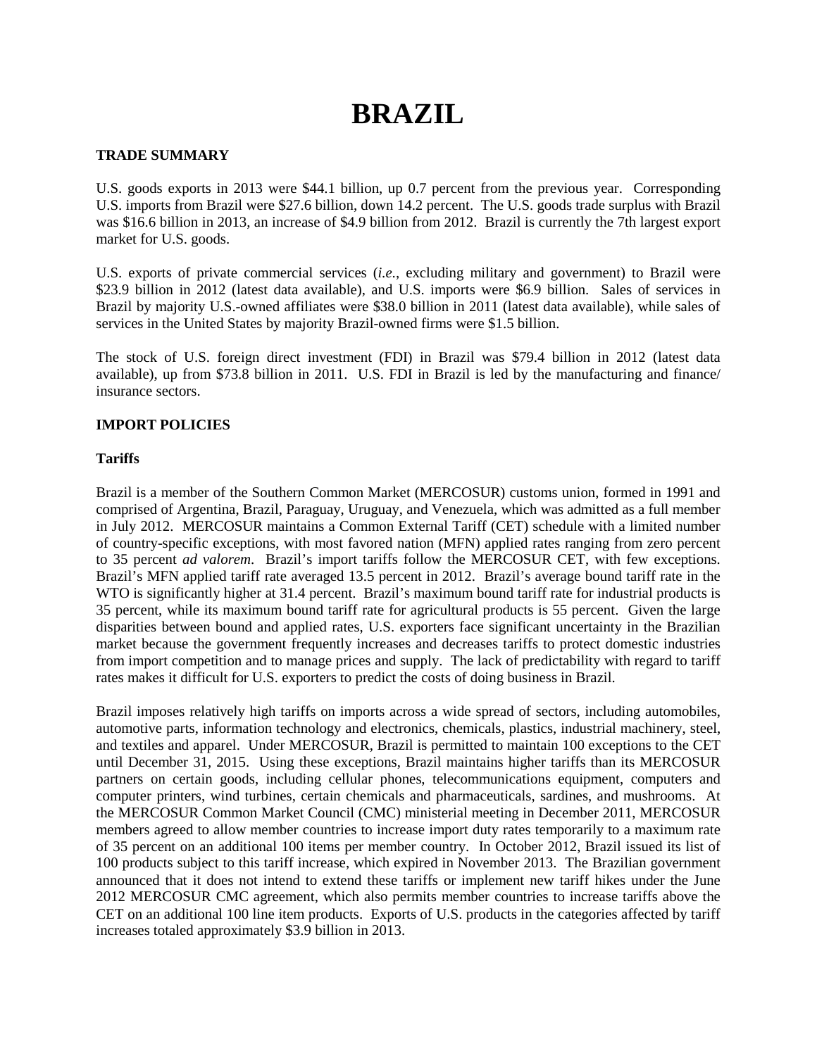# BRAZIL

**TRADE SUMMARY**

U.S. goods exports in 2013 were $44.1 billion, up 0.7 percent from the previous year. Corresponding U.S. imports from Brazil were $27.6 billion, down 14.2 percent. The U.S. goods trade surplus with Brazil was $16.6 billion in 2013, an increase of $4.9 billion from 2012. Brazil is currently the 7th largest export market for U.S. goods.

U.S. exports of private commercial services (*i.e.*, excluding military and government) to Brazil were $23.9 billion in 2012 (latest data available), and U.S. imports were $6.9 billion. Sales of services in Brazil by majority U.S.-owned affiliates were $38.0 billion in 2011 (latest data available), while sales of services in the United States by majority Brazil-owned firms were $1.5 billion.

The stock of U.S. foreign direct investment (FDI) in Brazil was $79.4 billion in 2012 (latest data available), up from $73.8 billion in 2011. U.S. FDI in Brazil is led by the manufacturing and finance/ insurance sectors.

**IMPORT POLICIES**

**Tariffs**

Brazil is a member of the Southern Common Market (MERCOSUR) customs union, formed in 1991 and comprised of Argentina, Brazil, Paraguay, Uruguay, and Venezuela, which was admitted as a full member in July 2012. MERCOSUR maintains a Common External Tariff (CET) schedule with a limited number of country-specific exceptions, with most favored nation (MFN) applied rates ranging from zero percent to 35 percent *ad valorem*. Brazil's import tariffs follow the MERCOSUR CET, with few exceptions. Brazil's MFN applied tariff rate averaged 13.5 percent in 2012. Brazil's average bound tariff rate in the WTO is significantly higher at 31.4 percent. Brazil's maximum bound tariff rate for industrial products is 35 percent, while its maximum bound tariff rate for agricultural products is 55 percent. Given the large disparities between bound and applied rates, U.S. exporters face significant uncertainty in the Brazilian market because the government frequently increases and decreases tariffs to protect domestic industries from import competition and to manage prices and supply. The lack of predictability with regard to tariff rates makes it difficult for U.S. exporters to predict the costs of doing business in Brazil.

Brazil imposes relatively high tariffs on imports across a wide spread of sectors, including automobiles, automotive parts, information technology and electronics, chemicals, plastics, industrial machinery, steel, and textiles and apparel. Under MERCOSUR, Brazil is permitted to maintain 100 exceptions to the CET until December 31, 2015. Using these exceptions, Brazil maintains higher tariffs than its MERCOSUR partners on certain goods, including cellular phones, telecommunications equipment, computers and computer printers, wind turbines, certain chemicals and pharmaceuticals, sardines, and mushrooms. At the MERCOSUR Common Market Council (CMC) ministerial meeting in December 2011, MERCOSUR members agreed to allow member countries to increase import duty rates temporarily to a maximum rate of 35 percent on an additional 100 items per member country. In October 2012, Brazil issued its list of 100 products subject to this tariff increase, which expired in November 2013. The Brazilian government announced that it does not intend to extend these tariffs or implement new tariff hikes under the June 2012 MERCOSUR CMC agreement, which also permits member countries to increase tariffs above the CET on an additional 100 line item products. Exports of U.S. products in the categories affected by tariff increases totaled approximately $3.9 billion in 2013.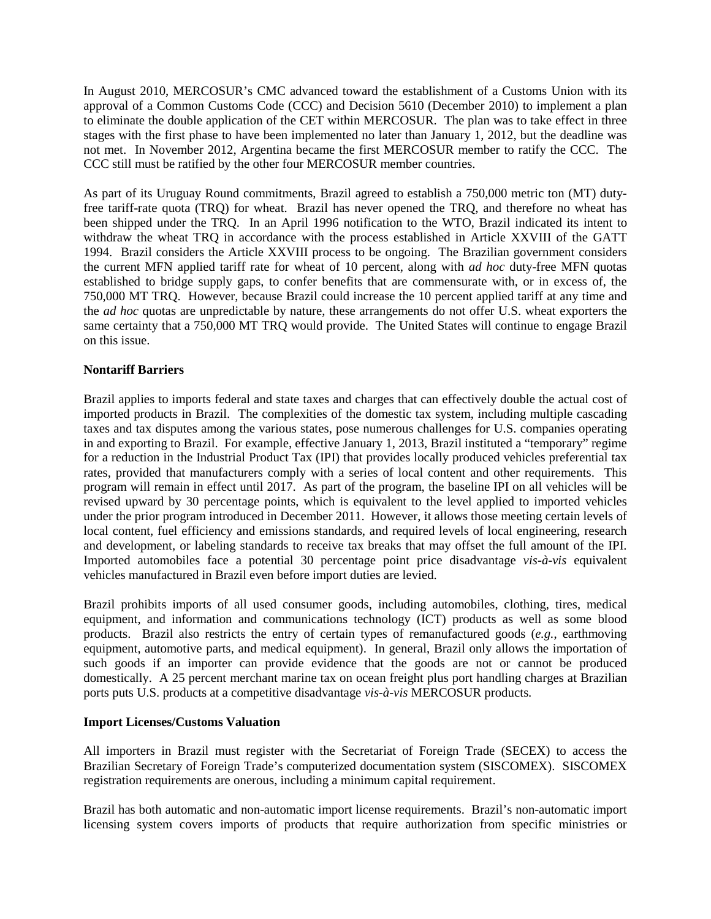In August 2010, MERCOSUR's CMC advanced toward the establishment of a Customs Union with its approval of a Common Customs Code (CCC) and Decision 5610 (December 2010) to implement a plan to eliminate the double application of the CET within MERCOSUR. The plan was to take effect in three stages with the first phase to have been implemented no later than January 1, 2012, but the deadline was not met. In November 2012, Argentina became the first MERCOSUR member to ratify the CCC. The CCC still must be ratified by the other four MERCOSUR member countries.

As part of its Uruguay Round commitments, Brazil agreed to establish a 750,000 metric ton (MT) duty-free tariff-rate quota (TRQ) for wheat. Brazil has never opened the TRQ, and therefore no wheat has been shipped under the TRQ. In an April 1996 notification to the WTO, Brazil indicated its intent to withdraw the wheat TRQ in accordance with the process established in Article XXVIII of the GATT 1994. Brazil considers the Article XXVIII process to be ongoing. The Brazilian government considers the current MFN applied tariff rate for wheat of 10 percent, along with *ad hoc* duty-free MFN quotas established to bridge supply gaps, to confer benefits that are commensurate with, or in excess of, the 750,000 MT TRQ. However, because Brazil could increase the 10 percent applied tariff at any time and the *ad hoc* quotas are unpredictable by nature, these arrangements do not offer U.S. wheat exporters the same certainty that a 750,000 MT TRQ would provide. The United States will continue to engage Brazil on this issue.

**Nontariff Barriers**

Brazil applies to imports federal and state taxes and charges that can effectively double the actual cost of imported products in Brazil. The complexities of the domestic tax system, including multiple cascading taxes and tax disputes among the various states, pose numerous challenges for U.S. companies operating in and exporting to Brazil. For example, effective January 1, 2013, Brazil instituted a "temporary" regime for a reduction in the Industrial Product Tax (IPI) that provides locally produced vehicles preferential tax rates, provided that manufacturers comply with a series of local content and other requirements. This program will remain in effect until 2017. As part of the program, the baseline IPI on all vehicles will be revised upward by 30 percentage points, which is equivalent to the level applied to imported vehicles under the prior program introduced in December 2011. However, it allows those meeting certain levels of local content, fuel efficiency and emissions standards, and required levels of local engineering, research and development, or labeling standards to receive tax breaks that may offset the full amount of the IPI. Imported automobiles face a potential 30 percentage point price disadvantage *vis-à-vis* equivalent vehicles manufactured in Brazil even before import duties are levied.

Brazil prohibits imports of all used consumer goods, including automobiles, clothing, tires, medical equipment, and information and communications technology (ICT) products as well as some blood products. Brazil also restricts the entry of certain types of remanufactured goods (*e.g.*, earthmoving equipment, automotive parts, and medical equipment). In general, Brazil only allows the importation of such goods if an importer can provide evidence that the goods are not or cannot be produced domestically. A 25 percent merchant marine tax on ocean freight plus port handling charges at Brazilian ports puts U.S. products at a competitive disadvantage *vis-à-vis* MERCOSUR products.

**Import Licenses/Customs Valuation**

All importers in Brazil must register with the Secretariat of Foreign Trade (SECEX) to access the Brazilian Secretary of Foreign Trade's computerized documentation system (SISCOMEX). SISCOMEX registration requirements are onerous, including a minimum capital requirement.

Brazil has both automatic and non-automatic import license requirements. Brazil's non-automatic import licensing system covers imports of products that require authorization from specific ministries or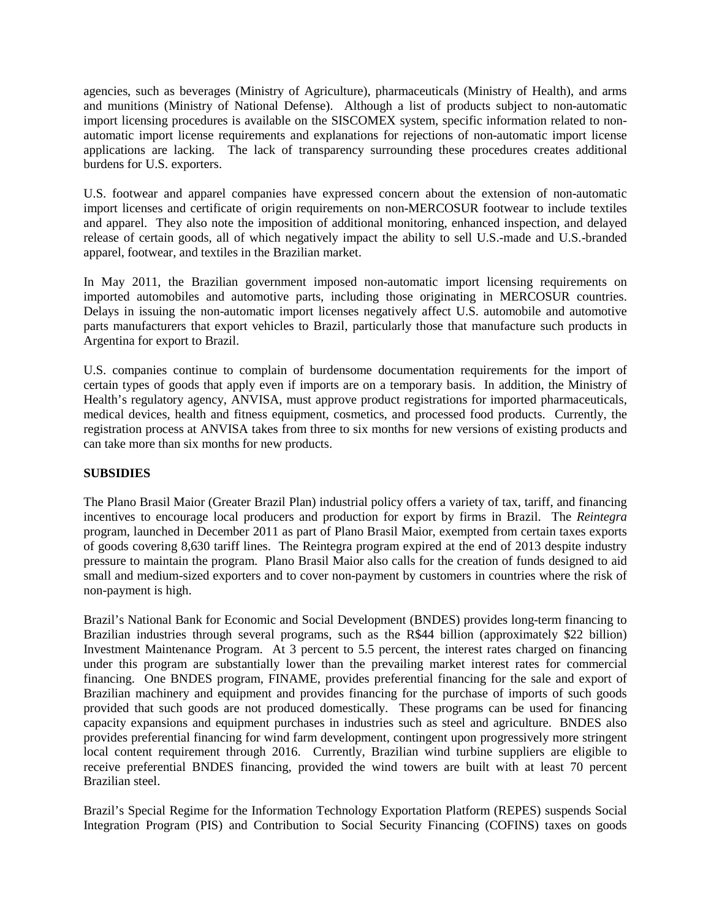agencies, such as beverages (Ministry of Agriculture), pharmaceuticals (Ministry of Health), and arms and munitions (Ministry of National Defense). Although a list of products subject to non-automatic import licensing procedures is available on the SISCOMEX system, specific information related to non-automatic import license requirements and explanations for rejections of non-automatic import license applications are lacking. The lack of transparency surrounding these procedures creates additional burdens for U.S. exporters.

U.S. footwear and apparel companies have expressed concern about the extension of non-automatic import licenses and certificate of origin requirements on non-MERCOSUR footwear to include textiles and apparel. They also note the imposition of additional monitoring, enhanced inspection, and delayed release of certain goods, all of which negatively impact the ability to sell U.S.-made and U.S.-branded apparel, footwear, and textiles in the Brazilian market.

In May 2011, the Brazilian government imposed non-automatic import licensing requirements on imported automobiles and automotive parts, including those originating in MERCOSUR countries. Delays in issuing the non-automatic import licenses negatively affect U.S. automobile and automotive parts manufacturers that export vehicles to Brazil, particularly those that manufacture such products in Argentina for export to Brazil.

U.S. companies continue to complain of burdensome documentation requirements for the import of certain types of goods that apply even if imports are on a temporary basis. In addition, the Ministry of Health's regulatory agency, ANVISA, must approve product registrations for imported pharmaceuticals, medical devices, health and fitness equipment, cosmetics, and processed food products. Currently, the registration process at ANVISA takes from three to six months for new versions of existing products and can take more than six months for new products.

## SUBSIDIES

The Plano Brasil Maior (Greater Brazil Plan) industrial policy offers a variety of tax, tariff, and financing incentives to encourage local producers and production for export by firms in Brazil. The *Reintegra* program, launched in December 2011 as part of Plano Brasil Maior, exempted from certain taxes exports of goods covering 8,630 tariff lines. The Reintegra program expired at the end of 2013 despite industry pressure to maintain the program. Plano Brasil Maior also calls for the creation of funds designed to aid small and medium-sized exporters and to cover non-payment by customers in countries where the risk of non-payment is high.

Brazil's National Bank for Economic and Social Development (BNDES) provides long-term financing to Brazilian industries through several programs, such as the R$44 billion (approximately $22 billion) Investment Maintenance Program. At 3 percent to 5.5 percent, the interest rates charged on financing under this program are substantially lower than the prevailing market interest rates for commercial financing. One BNDES program, FINAME, provides preferential financing for the sale and export of Brazilian machinery and equipment and provides financing for the purchase of imports of such goods provided that such goods are not produced domestically. These programs can be used for financing capacity expansions and equipment purchases in industries such as steel and agriculture. BNDES also provides preferential financing for wind farm development, contingent upon progressively more stringent local content requirement through 2016. Currently, Brazilian wind turbine suppliers are eligible to receive preferential BNDES financing, provided the wind towers are built with at least 70 percent Brazilian steel.

Brazil's Special Regime for the Information Technology Exportation Platform (REPES) suspends Social Integration Program (PIS) and Contribution to Social Security Financing (COFINS) taxes on goods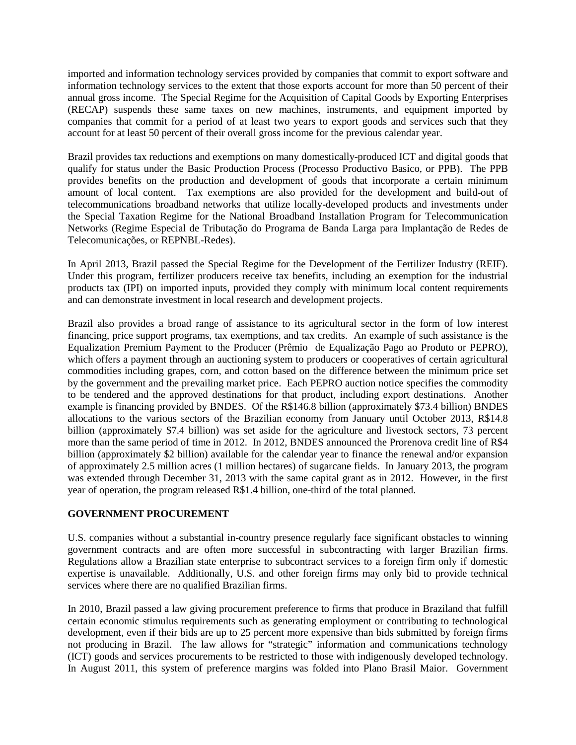imported and information technology services provided by companies that commit to export software and information technology services to the extent that those exports account for more than 50 percent of their annual gross income. The Special Regime for the Acquisition of Capital Goods by Exporting Enterprises (RECAP) suspends these same taxes on new machines, instruments, and equipment imported by companies that commit for a period of at least two years to export goods and services such that they account for at least 50 percent of their overall gross income for the previous calendar year.

Brazil provides tax reductions and exemptions on many domestically-produced ICT and digital goods that qualify for status under the Basic Production Process (Processo Productivo Basico, or PPB). The PPB provides benefits on the production and development of goods that incorporate a certain minimum amount of local content. Tax exemptions are also provided for the development and build-out of telecommunications broadband networks that utilize locally-developed products and investments under the Special Taxation Regime for the National Broadband Installation Program for Telecommunication Networks (Regime Especial de Tributação do Programa de Banda Larga para Implantação de Redes de Telecomunicações, or REPNBL-Redes).

In April 2013, Brazil passed the Special Regime for the Development of the Fertilizer Industry (REIF). Under this program, fertilizer producers receive tax benefits, including an exemption for the industrial products tax (IPI) on imported inputs, provided they comply with minimum local content requirements and can demonstrate investment in local research and development projects.

Brazil also provides a broad range of assistance to its agricultural sector in the form of low interest financing, price support programs, tax exemptions, and tax credits. An example of such assistance is the Equalization Premium Payment to the Producer (Prêmio de Equalização Pago ao Produto or PEPRO), which offers a payment through an auctioning system to producers or cooperatives of certain agricultural commodities including grapes, corn, and cotton based on the difference between the minimum price set by the government and the prevailing market price. Each PEPRO auction notice specifies the commodity to be tendered and the approved destinations for that product, including export destinations. Another example is financing provided by BNDES. Of the R$146.8 billion (approximately $73.4 billion) BNDES allocations to the various sectors of the Brazilian economy from January until October 2013, R$14.8 billion (approximately $7.4 billion) was set aside for the agriculture and livestock sectors, 73 percent more than the same period of time in 2012. In 2012, BNDES announced the Prorenova credit line of R$4 billion (approximately $2 billion) available for the calendar year to finance the renewal and/or expansion of approximately 2.5 million acres (1 million hectares) of sugarcane fields. In January 2013, the program was extended through December 31, 2013 with the same capital grant as in 2012. However, in the first year of operation, the program released R$1.4 billion, one-third of the total planned.

**GOVERNMENT PROCUREMENT**

U.S. companies without a substantial in-country presence regularly face significant obstacles to winning government contracts and are often more successful in subcontracting with larger Brazilian firms. Regulations allow a Brazilian state enterprise to subcontract services to a foreign firm only if domestic expertise is unavailable. Additionally, U.S. and other foreign firms may only bid to provide technical services where there are no qualified Brazilian firms.

In 2010, Brazil passed a law giving procurement preference to firms that produce in Braziland that fulfill certain economic stimulus requirements such as generating employment or contributing to technological development, even if their bids are up to 25 percent more expensive than bids submitted by foreign firms not producing in Brazil. The law allows for "strategic" information and communications technology (ICT) goods and services procurements to be restricted to those with indigenously developed technology. In August 2011, this system of preference margins was folded into Plano Brasil Maior. Government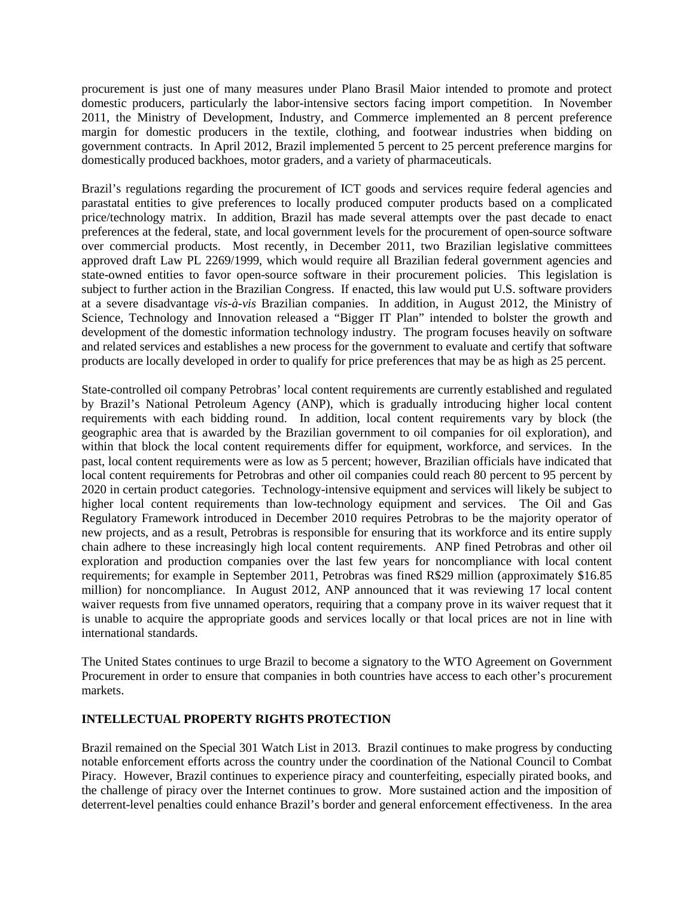procurement is just one of many measures under Plano Brasil Maior intended to promote and protect domestic producers, particularly the labor-intensive sectors facing import competition. In November 2011, the Ministry of Development, Industry, and Commerce implemented an 8 percent preference margin for domestic producers in the textile, clothing, and footwear industries when bidding on government contracts. In April 2012, Brazil implemented 5 percent to 25 percent preference margins for domestically produced backhoes, motor graders, and a variety of pharmaceuticals.

Brazil's regulations regarding the procurement of ICT goods and services require federal agencies and parastatal entities to give preferences to locally produced computer products based on a complicated price/technology matrix. In addition, Brazil has made several attempts over the past decade to enact preferences at the federal, state, and local government levels for the procurement of open-source software over commercial products. Most recently, in December 2011, two Brazilian legislative committees approved draft Law PL 2269/1999, which would require all Brazilian federal government agencies and state-owned entities to favor open-source software in their procurement policies. This legislation is subject to further action in the Brazilian Congress. If enacted, this law would put U.S. software providers at a severe disadvantage *vis-à-vis* Brazilian companies. In addition, in August 2012, the Ministry of Science, Technology and Innovation released a "Bigger IT Plan" intended to bolster the growth and development of the domestic information technology industry. The program focuses heavily on software and related services and establishes a new process for the government to evaluate and certify that software products are locally developed in order to qualify for price preferences that may be as high as 25 percent.

State-controlled oil company Petrobras' local content requirements are currently established and regulated by Brazil's National Petroleum Agency (ANP), which is gradually introducing higher local content requirements with each bidding round. In addition, local content requirements vary by block (the geographic area that is awarded by the Brazilian government to oil companies for oil exploration), and within that block the local content requirements differ for equipment, workforce, and services. In the past, local content requirements were as low as 5 percent; however, Brazilian officials have indicated that local content requirements for Petrobras and other oil companies could reach 80 percent to 95 percent by 2020 in certain product categories. Technology-intensive equipment and services will likely be subject to higher local content requirements than low-technology equipment and services. The Oil and Gas Regulatory Framework introduced in December 2010 requires Petrobras to be the majority operator of new projects, and as a result, Petrobras is responsible for ensuring that its workforce and its entire supply chain adhere to these increasingly high local content requirements. ANP fined Petrobras and other oil exploration and production companies over the last few years for noncompliance with local content requirements; for example in September 2011, Petrobras was fined R$29 million (approximately $16.85 million) for noncompliance. In August 2012, ANP announced that it was reviewing 17 local content waiver requests from five unnamed operators, requiring that a company prove in its waiver request that it is unable to acquire the appropriate goods and services locally or that local prices are not in line with international standards.

The United States continues to urge Brazil to become a signatory to the WTO Agreement on Government Procurement in order to ensure that companies in both countries have access to each other's procurement markets.

## INTELLECTUAL PROPERTY RIGHTS PROTECTION

Brazil remained on the Special 301 Watch List in 2013. Brazil continues to make progress by conducting notable enforcement efforts across the country under the coordination of the National Council to Combat Piracy. However, Brazil continues to experience piracy and counterfeiting, especially pirated books, and the challenge of piracy over the Internet continues to grow. More sustained action and the imposition of deterrent-level penalties could enhance Brazil's border and general enforcement effectiveness. In the area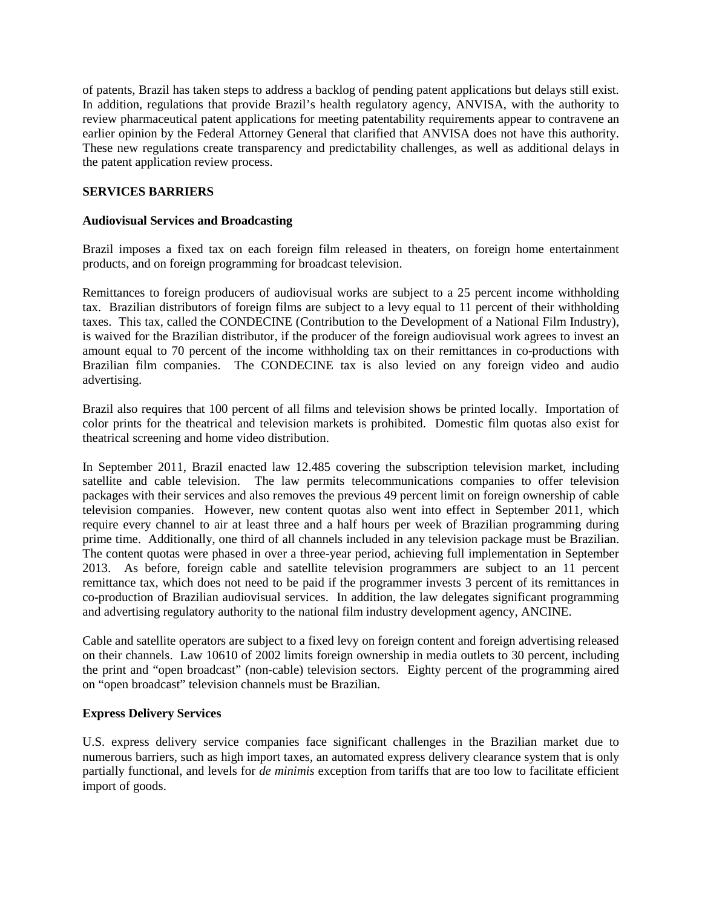of patents, Brazil has taken steps to address a backlog of pending patent applications but delays still exist. In addition, regulations that provide Brazil's health regulatory agency, ANVISA, with the authority to review pharmaceutical patent applications for meeting patentability requirements appear to contravene an earlier opinion by the Federal Attorney General that clarified that ANVISA does not have this authority. These new regulations create transparency and predictability challenges, as well as additional delays in the patent application review process.

## SERVICES BARRIERS

### Audiovisual Services and Broadcasting

Brazil imposes a fixed tax on each foreign film released in theaters, on foreign home entertainment products, and on foreign programming for broadcast television.

Remittances to foreign producers of audiovisual works are subject to a 25 percent income withholding tax. Brazilian distributors of foreign films are subject to a levy equal to 11 percent of their withholding taxes. This tax, called the CONDECINE (Contribution to the Development of a National Film Industry), is waived for the Brazilian distributor, if the producer of the foreign audiovisual work agrees to invest an amount equal to 70 percent of the income withholding tax on their remittances in co-productions with Brazilian film companies. The CONDECINE tax is also levied on any foreign video and audio advertising.

Brazil also requires that 100 percent of all films and television shows be printed locally. Importation of color prints for the theatrical and television markets is prohibited. Domestic film quotas also exist for theatrical screening and home video distribution.

In September 2011, Brazil enacted law 12.485 covering the subscription television market, including satellite and cable television. The law permits telecommunications companies to offer television packages with their services and also removes the previous 49 percent limit on foreign ownership of cable television companies. However, new content quotas also went into effect in September 2011, which require every channel to air at least three and a half hours per week of Brazilian programming during prime time. Additionally, one third of all channels included in any television package must be Brazilian. The content quotas were phased in over a three-year period, achieving full implementation in September 2013. As before, foreign cable and satellite television programmers are subject to an 11 percent remittance tax, which does not need to be paid if the programmer invests 3 percent of its remittances in co-production of Brazilian audiovisual services. In addition, the law delegates significant programming and advertising regulatory authority to the national film industry development agency, ANCINE.

Cable and satellite operators are subject to a fixed levy on foreign content and foreign advertising released on their channels. Law 10610 of 2002 limits foreign ownership in media outlets to 30 percent, including the print and "open broadcast" (non-cable) television sectors. Eighty percent of the programming aired on "open broadcast" television channels must be Brazilian.

### Express Delivery Services

U.S. express delivery service companies face significant challenges in the Brazilian market due to numerous barriers, such as high import taxes, an automated express delivery clearance system that is only partially functional, and levels for *de minimis* exception from tariffs that are too low to facilitate efficient import of goods.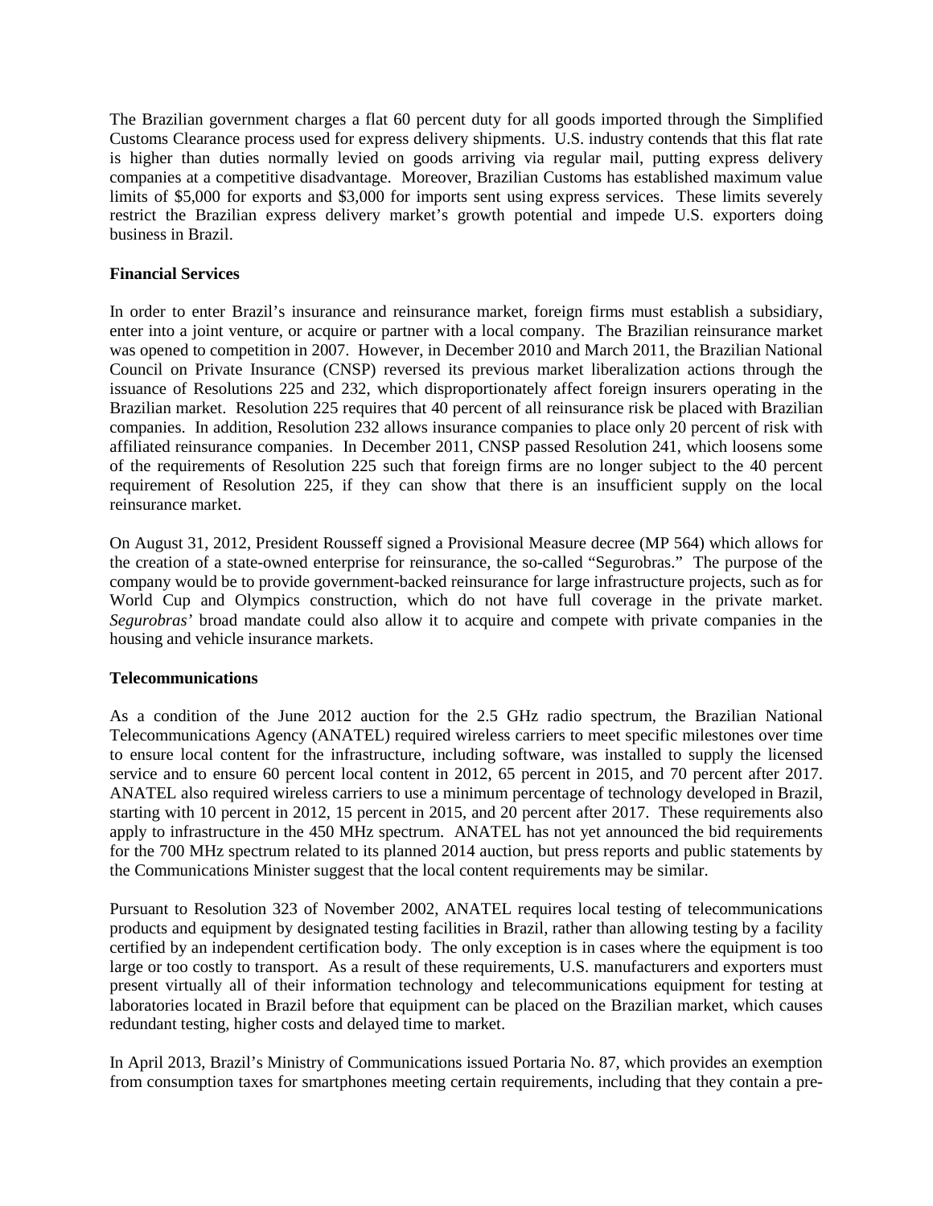The Brazilian government charges a flat 60 percent duty for all goods imported through the Simplified Customs Clearance process used for express delivery shipments. U.S. industry contends that this flat rate is higher than duties normally levied on goods arriving via regular mail, putting express delivery companies at a competitive disadvantage. Moreover, Brazilian Customs has established maximum value limits of $5,000 for exports and $3,000 for imports sent using express services. These limits severely restrict the Brazilian express delivery market's growth potential and impede U.S. exporters doing business in Brazil.

**Financial Services**

In order to enter Brazil's insurance and reinsurance market, foreign firms must establish a subsidiary, enter into a joint venture, or acquire or partner with a local company. The Brazilian reinsurance market was opened to competition in 2007. However, in December 2010 and March 2011, the Brazilian National Council on Private Insurance (CNSP) reversed its previous market liberalization actions through the issuance of Resolutions 225 and 232, which disproportionately affect foreign insurers operating in the Brazilian market. Resolution 225 requires that 40 percent of all reinsurance risk be placed with Brazilian companies. In addition, Resolution 232 allows insurance companies to place only 20 percent of risk with affiliated reinsurance companies. In December 2011, CNSP passed Resolution 241, which loosens some of the requirements of Resolution 225 such that foreign firms are no longer subject to the 40 percent requirement of Resolution 225, if they can show that there is an insufficient supply on the local reinsurance market.

On August 31, 2012, President Rousseff signed a Provisional Measure decree (MP 564) which allows for the creation of a state-owned enterprise for reinsurance, the so-called "Segurobras." The purpose of the company would be to provide government-backed reinsurance for large infrastructure projects, such as for World Cup and Olympics construction, which do not have full coverage in the private market. *Segurobras'* broad mandate could also allow it to acquire and compete with private companies in the housing and vehicle insurance markets.

**Telecommunications**

As a condition of the June 2012 auction for the 2.5 GHz radio spectrum, the Brazilian National Telecommunications Agency (ANATEL) required wireless carriers to meet specific milestones over time to ensure local content for the infrastructure, including software, was installed to supply the licensed service and to ensure 60 percent local content in 2012, 65 percent in 2015, and 70 percent after 2017. ANATEL also required wireless carriers to use a minimum percentage of technology developed in Brazil, starting with 10 percent in 2012, 15 percent in 2015, and 20 percent after 2017. These requirements also apply to infrastructure in the 450 MHz spectrum. ANATEL has not yet announced the bid requirements for the 700 MHz spectrum related to its planned 2014 auction, but press reports and public statements by the Communications Minister suggest that the local content requirements may be similar.

Pursuant to Resolution 323 of November 2002, ANATEL requires local testing of telecommunications products and equipment by designated testing facilities in Brazil, rather than allowing testing by a facility certified by an independent certification body. The only exception is in cases where the equipment is too large or too costly to transport. As a result of these requirements, U.S. manufacturers and exporters must present virtually all of their information technology and telecommunications equipment for testing at laboratories located in Brazil before that equipment can be placed on the Brazilian market, which causes redundant testing, higher costs and delayed time to market.

In April 2013, Brazil's Ministry of Communications issued Portaria No. 87, which provides an exemption from consumption taxes for smartphones meeting certain requirements, including that they contain a pre-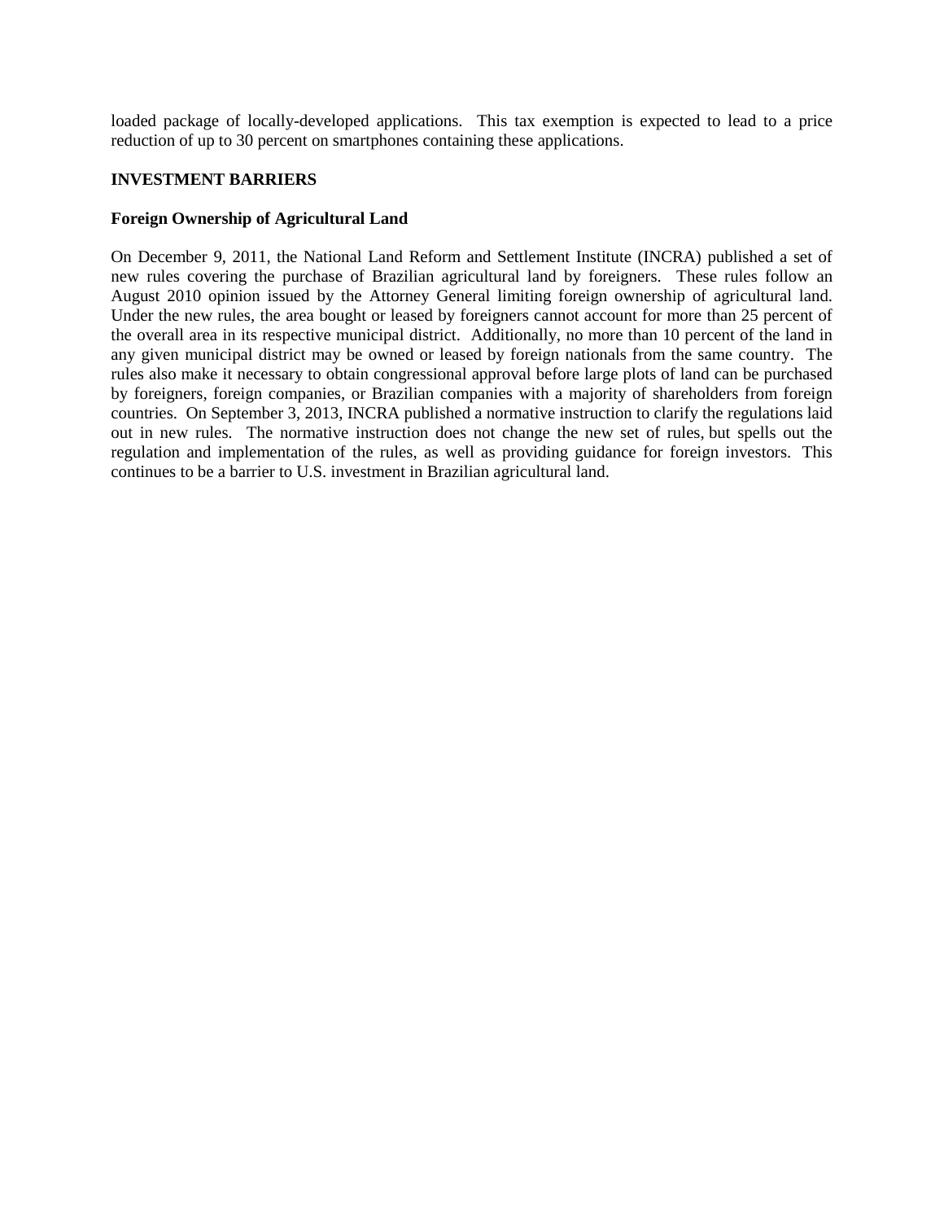loaded package of locally-developed applications. This tax exemption is expected to lead to a price reduction of up to 30 percent on smartphones containing these applications.

## INVESTMENT BARRIERS

### Foreign Ownership of Agricultural Land

On December 9, 2011, the National Land Reform and Settlement Institute (INCRA) published a set of new rules covering the purchase of Brazilian agricultural land by foreigners. These rules follow an August 2010 opinion issued by the Attorney General limiting foreign ownership of agricultural land. Under the new rules, the area bought or leased by foreigners cannot account for more than 25 percent of the overall area in its respective municipal district. Additionally, no more than 10 percent of the land in any given municipal district may be owned or leased by foreign nationals from the same country. The rules also make it necessary to obtain congressional approval before large plots of land can be purchased by foreigners, foreign companies, or Brazilian companies with a majority of shareholders from foreign countries. On September 3, 2013, INCRA published a normative instruction to clarify the regulations laid out in new rules. The normative instruction does not change the new set of rules, but spells out the regulation and implementation of the rules, as well as providing guidance for foreign investors. This continues to be a barrier to U.S. investment in Brazilian agricultural land.